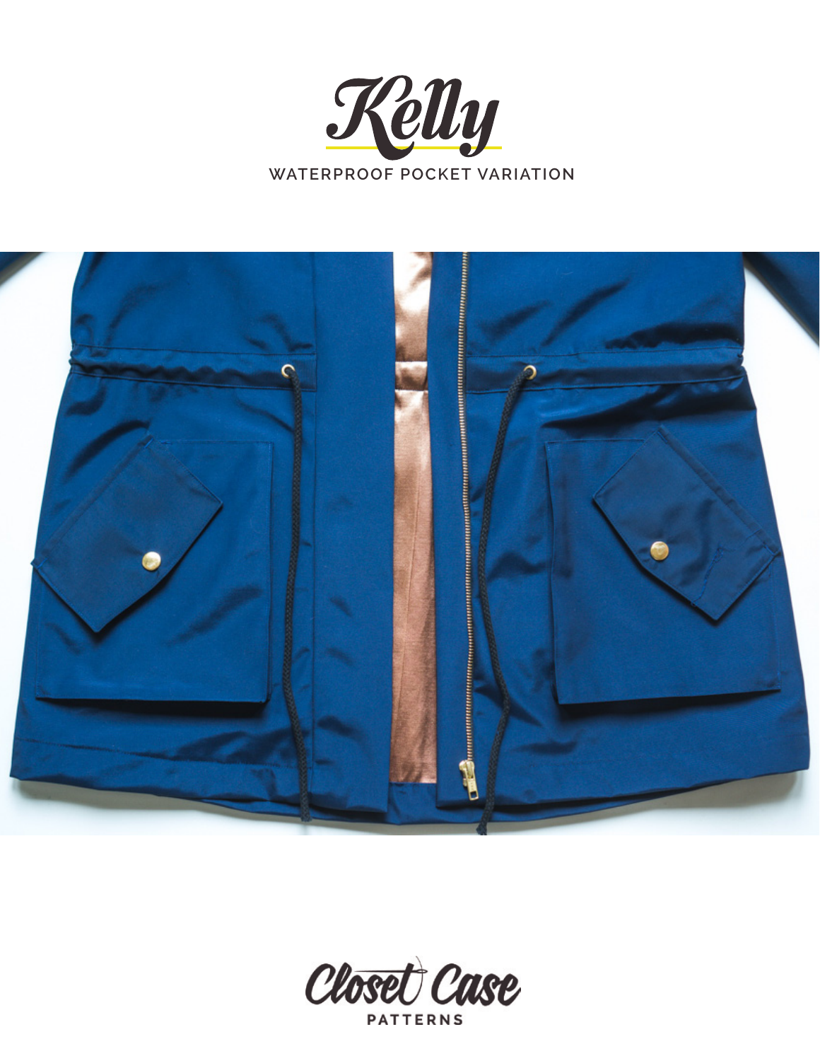# Kelly

## WATERPROOF POCKET VARIATION

Closet Case
PATTERNS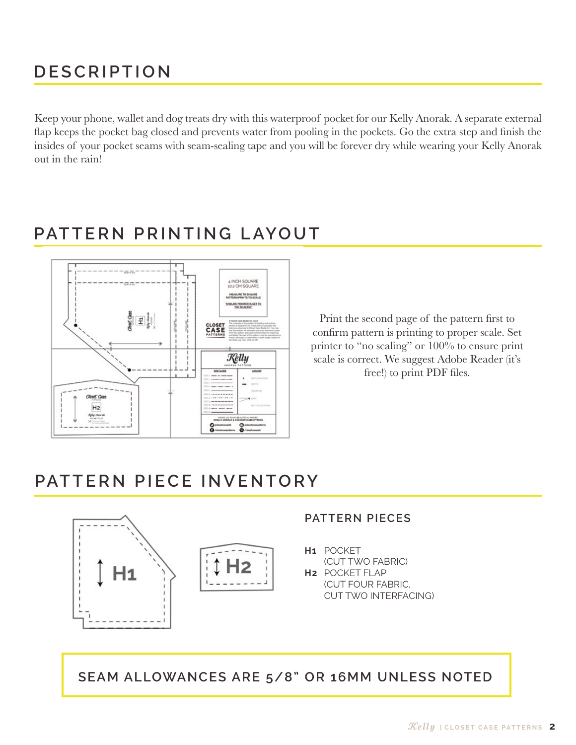## DESCRIPTION

Keep your phone, wallet and dog treats dry with this waterproof pocket for our Kelly Anorak. A separate external flap keeps the pocket bag closed and prevents water from pooling in the pockets. Go the extra step and finish the insides of your pocket seams with seam-sealing tape and you will be forever dry while wearing your Kelly Anorak out in the rain!

## PATTERN PRINTING LAYOUT

Print the second page of the pattern first to confirm pattern is printing to proper scale. Set printer to "no scaling" or 100% to ensure print scale is correct. We suggest Adobe Reader (it's free!) to print PDF files.

## PATTERN PIECE INVENTORY

### PATTERN PIECES

**H1** POCKET
(CUT TWO FABRIC)

**H2** POCKET FLAP
(CUT FOUR FABRIC,
CUT TWO INTERFACING)

**SEAM ALLOWANCES ARE 5/8" OR 16MM UNLESS NOTED**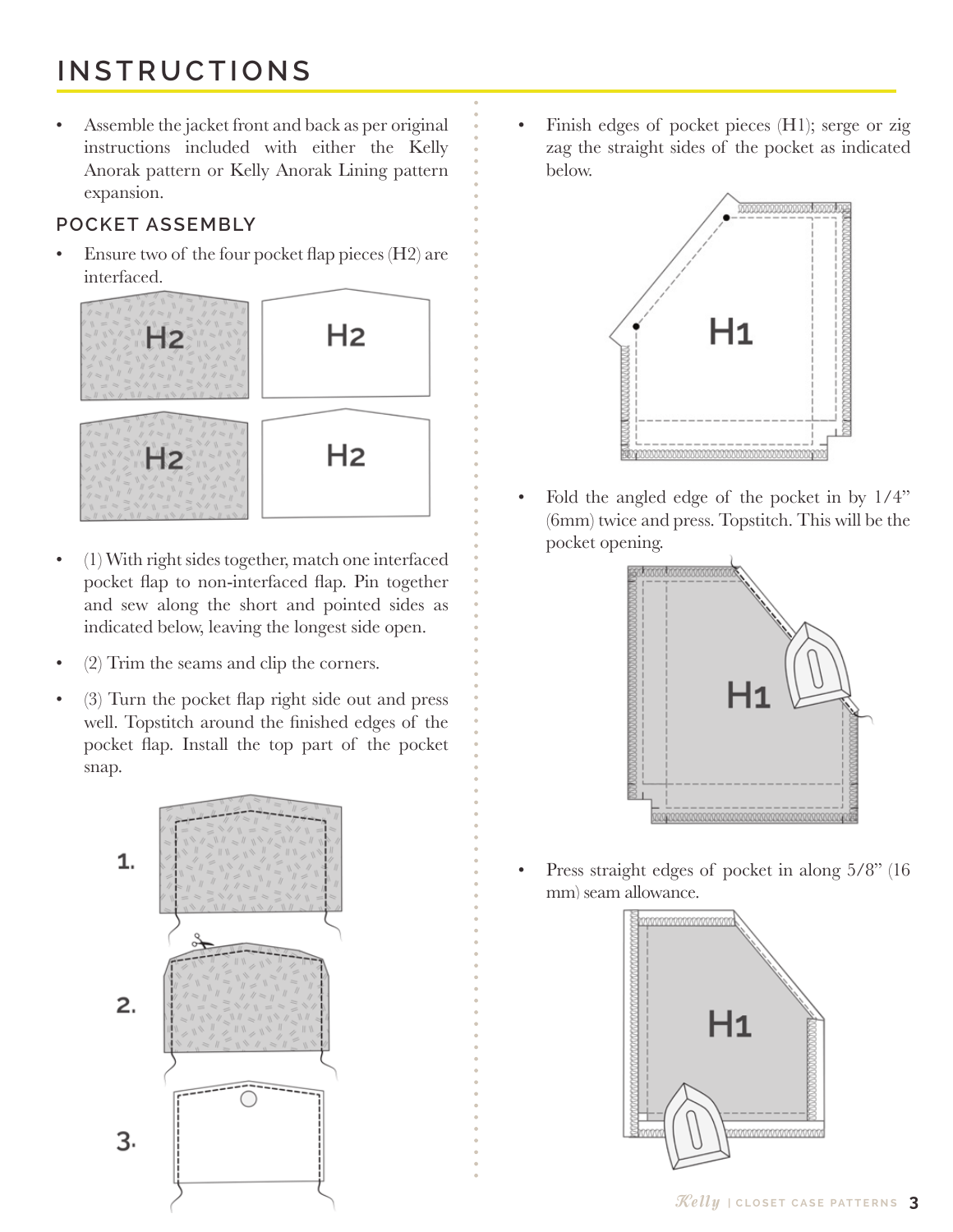# INSTRUCTIONS

- Assemble the jacket front and back as per original instructions included with either the Kelly Anorak pattern or Kelly Anorak Lining pattern expansion.

## POCKET ASSEMBLY

- Ensure two of the four pocket flap pieces (H2) are interfaced.
- (1) With right sides together, match one interfaced pocket flap to non-interfaced flap. Pin together and sew along the short and pointed sides as indicated below, leaving the longest side open.
- (2) Trim the seams and clip the corners.
- (3) Turn the pocket flap right side out and press well. Topstitch around the finished edges of the pocket flap. Install the top part of the pocket snap.
- Finish edges of pocket pieces (H1); serge or zig zag the straight sides of the pocket as indicated below.
- Fold the angled edge of the pocket in by 1/4" (6mm) twice and press. Topstitch. This will be the pocket opening.
- Press straight edges of pocket in along 5/8" (16 mm) seam allowance.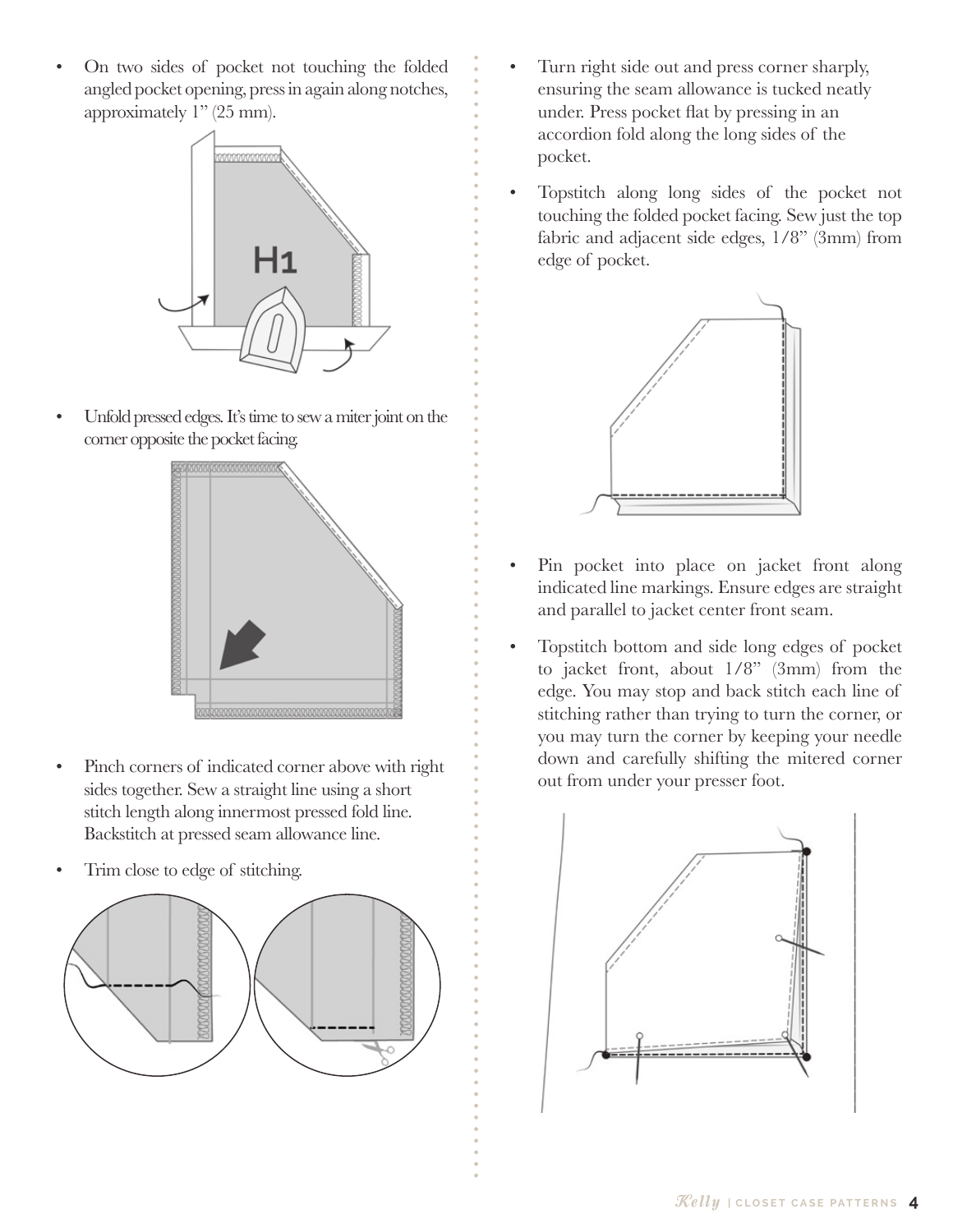- On two sides of pocket not touching the folded angled pocket opening, press in again along notches, approximately 1" (25 mm).

- Unfold pressed edges. It's time to sew a miter joint on the corner opposite the pocket facing.

- Pinch corners of indicated corner above with right sides together. Sew a straight line using a short stitch length along innermost pressed fold line. Backstitch at pressed seam allowance line.

- Trim close to edge of stitching.

- Turn right side out and press corner sharply, ensuring the seam allowance is tucked neatly under. Press pocket flat by pressing in an accordion fold along the long sides of the pocket.

- Topstitch along long sides of the pocket not touching the folded pocket facing. Sew just the top fabric and adjacent side edges, 1/8" (3mm) from edge of pocket.

- Pin pocket into place on jacket front along indicated line markings. Ensure edges are straight and parallel to jacket center front seam.

- Topstitch bottom and side long edges of pocket to jacket front, about 1/8" (3mm) from the edge. You may stop and back stitch each line of stitching rather than trying to turn the corner, or you may turn the corner by keeping your needle down and carefully shifting the mitered corner out from under your presser foot.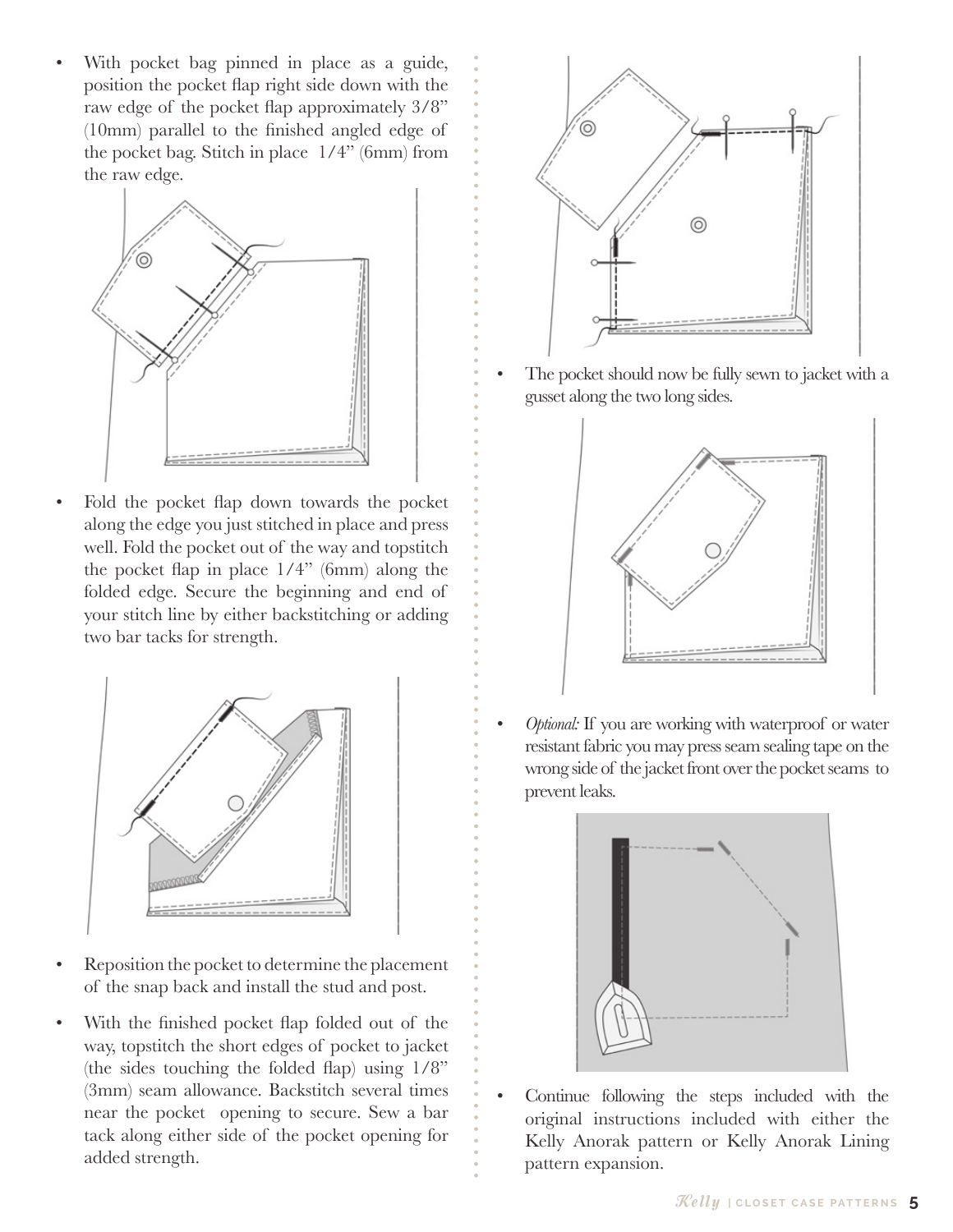- With pocket bag pinned in place as a guide, position the pocket flap right side down with the raw edge of the pocket flap approximately 3/8" (10mm) parallel to the finished angled edge of the pocket bag. Stitch in place 1/4" (6mm) from the raw edge.

- Fold the pocket flap down towards the pocket along the edge you just stitched in place and press well. Fold the pocket out of the way and topstitch the pocket flap in place 1/4" (6mm) along the folded edge. Secure the beginning and end of your stitch line by either backstitching or adding two bar tacks for strength.

- Reposition the pocket to determine the placement of the snap back and install the stud and post.

- With the finished pocket flap folded out of the way, topstitch the short edges of pocket to jacket (the sides touching the folded flap) using 1/8" (3mm) seam allowance. Backstitch several times near the pocket opening to secure. Sew a bar tack along either side of the pocket opening for added strength.

- The pocket should now be fully sewn to jacket with a gusset along the two long sides.

- *Optional:* If you are working with waterproof or water resistant fabric you may press seam sealing tape on the wrong side of the jacket front over the pocket seams to prevent leaks.

- Continue following the steps included with the original instructions included with either the Kelly Anorak pattern or Kelly Anorak Lining pattern expansion.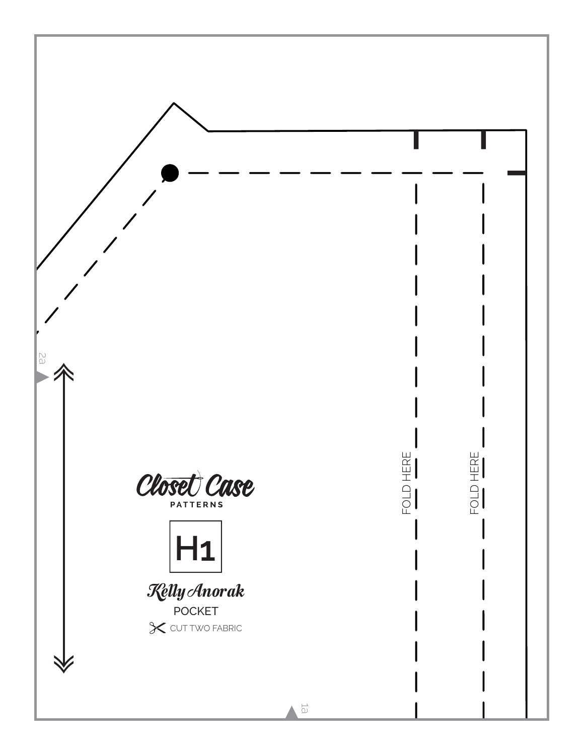FOLD HERE

FOLD HERE

Closet Case PATTERNS

H1

Kelly Anorak

POCKET

CUT TWO FABRIC

2a

1a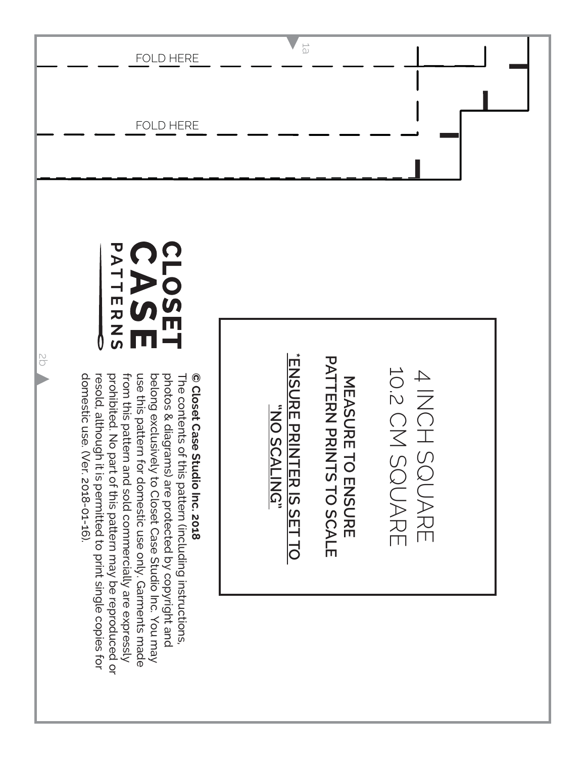FOLD HERE

FOLD HERE

1a

2b

4 INCH SQUARE
10.2 CM SQUARE

**MEASURE TO ENSURE PATTERN PRINTS TO SCALE**

**\*ENSURE PRINTER IS SET TO "NO SCALING"**

**CLOSET CASE PATTERNS**

**© Closet Case Studio Inc. 2018**
The contents of this pattern (including instructions, photos & diagrams) are protected by copyright and belong exclusively to Closet Case Studio Inc. You may use this pattern for domestic use only. Garments made from this pattern and sold commercially are expressly prohibited. No part of this pattern may be reproduced or resold, although it is permitted to print single copies for domestic use. (Ver. 2018-01-16).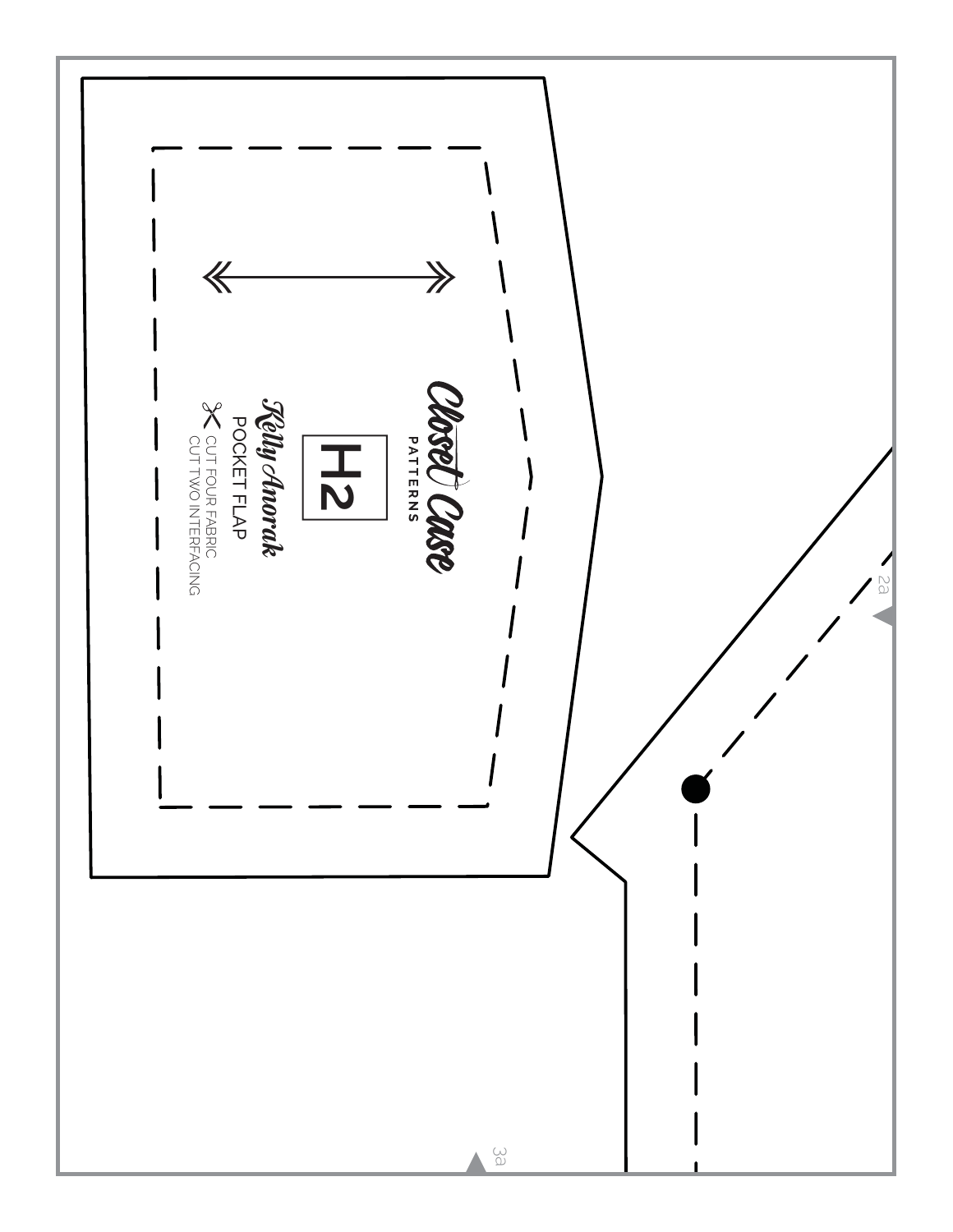Closet Case
PATTERNS

H2

Kelly Anorak

POCKET FLAP

CUT FOUR FABRIC
CUT TWO INTERFACING

2a

3a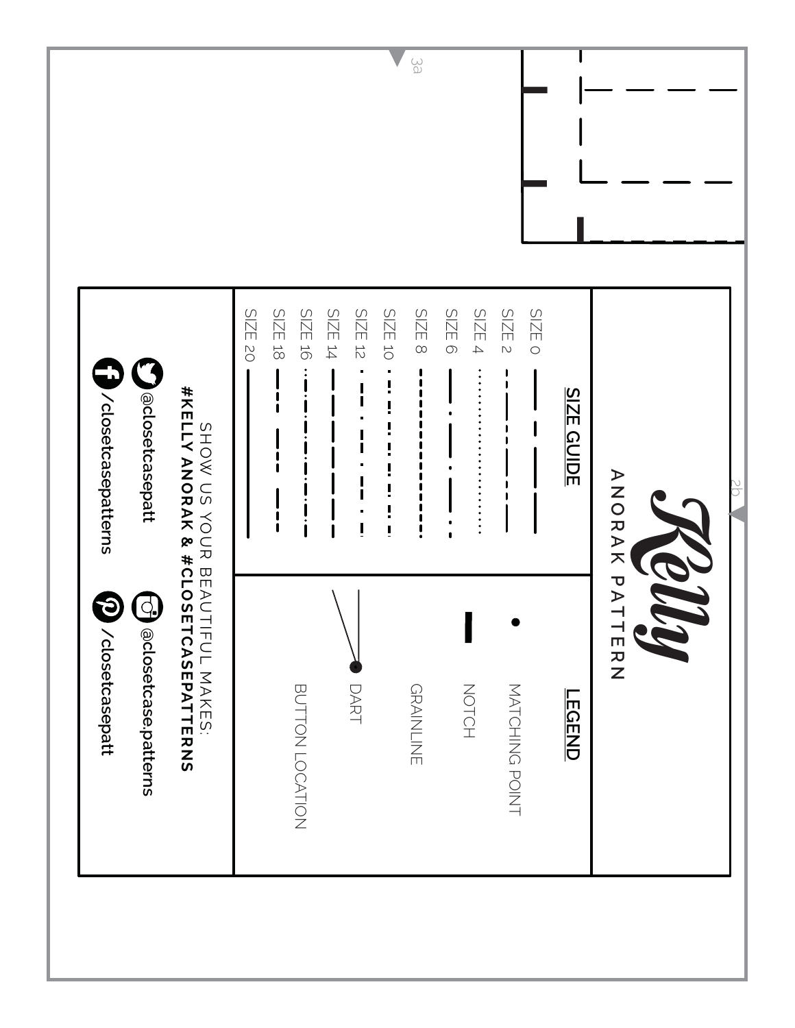# Kelly

ANORAK PATTERN

## SIZE GUIDE

- SIZE 0
- SIZE 2
- SIZE 4
- SIZE 6
- SIZE 8
- SIZE 10
- SIZE 12
- SIZE 14
- SIZE 16
- SIZE 18
- SIZE 20

## LEGEND

- MATCHING POINT
- NOTCH
- GRAINLINE
- DART
- BUTTON LOCATION

SHOW US YOUR BEAUTIFUL MAKES:
**#KELLY ANORAK & #CLOSETCASEPATTERNS**

@closetcasepatt

@closetcase.patterns

/closetcasepatterns

/closetcasepatt